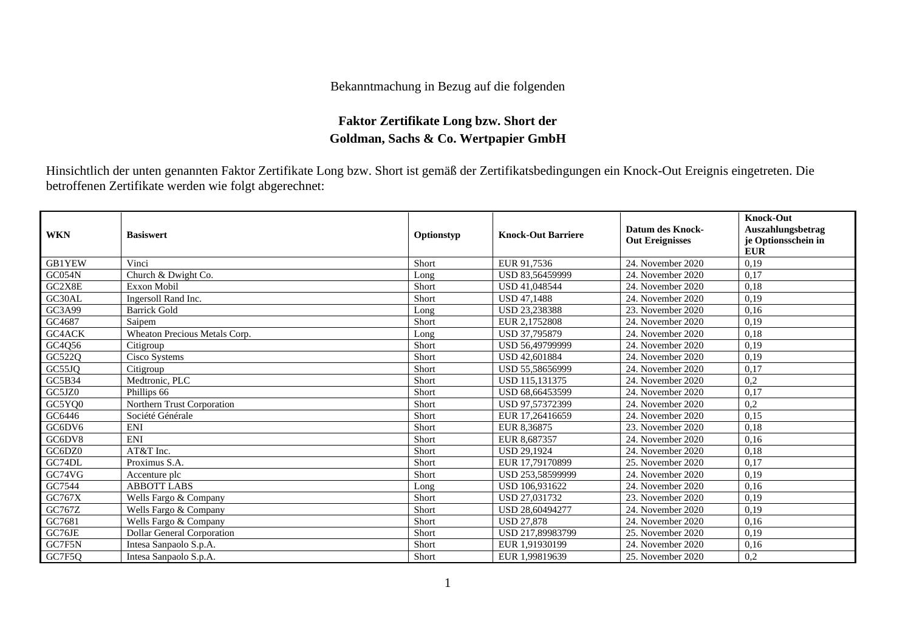Bekanntmachung in Bezug auf die folgenden

**Faktor Zertifikate Long bzw. Short der**
**Goldman, Sachs & Co. Wertpapier GmbH**

Hinsichtlich der unten genannten Faktor Zertifikate Long bzw. Short ist gemäß der Zertifikatsbedingungen ein Knock-Out Ereignis eingetreten. Die betroffenen Zertifikate werden wie folgt abgerechnet:

| WKN | Basiswert | Optionstyp | Knock-Out Barriere | Datum des Knock-Out Ereignisses | Knock-Out Auszahlungsbetrag je Optionsschein in EUR |
|---|---|---|---|---|---|
| GB1YEW | Vinci | Short | EUR 91,7536 | 24. November 2020 | 0,19 |
| GC054N | Church & Dwight Co. | Long | USD 83,56459999 | 24. November 2020 | 0,17 |
| GC2X8E | Exxon Mobil | Short | USD 41,048544 | 24. November 2020 | 0,18 |
| GC30AL | Ingersoll Rand Inc. | Short | USD 47,1488 | 24. November 2020 | 0,19 |
| GC3A99 | Barrick Gold | Long | USD 23,238388 | 23. November 2020 | 0,16 |
| GC4687 | Saipem | Short | EUR 2,1752808 | 24. November 2020 | 0,19 |
| GC4ACK | Wheaton Precious Metals Corp. | Long | USD 37,795879 | 24. November 2020 | 0,18 |
| GC4Q56 | Citigroup | Short | USD 56,49799999 | 24. November 2020 | 0,19 |
| GC522Q | Cisco Systems | Short | USD 42,601884 | 24. November 2020 | 0,19 |
| GC55JQ | Citigroup | Short | USD 55,58656999 | 24. November 2020 | 0,17 |
| GC5B34 | Medtronic, PLC | Short | USD 115,131375 | 24. November 2020 | 0,2 |
| GC5JZ0 | Phillips 66 | Short | USD 68,66453599 | 24. November 2020 | 0,17 |
| GC5YQ0 | Northern Trust Corporation | Short | USD 97,57372399 | 24. November 2020 | 0,2 |
| GC6446 | Société Générale | Short | EUR 17,26416659 | 24. November 2020 | 0,15 |
| GC6DV6 | ENI | Short | EUR 8,36875 | 23. November 2020 | 0,18 |
| GC6DV8 | ENI | Short | EUR 8,687357 | 24. November 2020 | 0,16 |
| GC6DZ0 | AT&T Inc. | Short | USD 29,1924 | 24. November 2020 | 0,18 |
| GC74DL | Proximus S.A. | Short | EUR 17,79170899 | 25. November 2020 | 0,17 |
| GC74VG | Accenture plc | Short | USD 253,58599999 | 24. November 2020 | 0,19 |
| GC7544 | ABBOTT LABS | Long | USD 106,931622 | 24. November 2020 | 0,16 |
| GC767X | Wells Fargo & Company | Short | USD 27,031732 | 23. November 2020 | 0,19 |
| GC767Z | Wells Fargo & Company | Short | USD 28,60494277 | 24. November 2020 | 0,19 |
| GC7681 | Wells Fargo & Company | Short | USD 27,878 | 24. November 2020 | 0,16 |
| GC76JE | Dollar General Corporation | Short | USD 217,89983799 | 25. November 2020 | 0,19 |
| GC7F5N | Intesa Sanpaolo S.p.A. | Short | EUR 1,91930199 | 24. November 2020 | 0,16 |
| GC7F5Q | Intesa Sanpaolo S.p.A. | Short | EUR 1,99819639 | 25. November 2020 | 0,2 |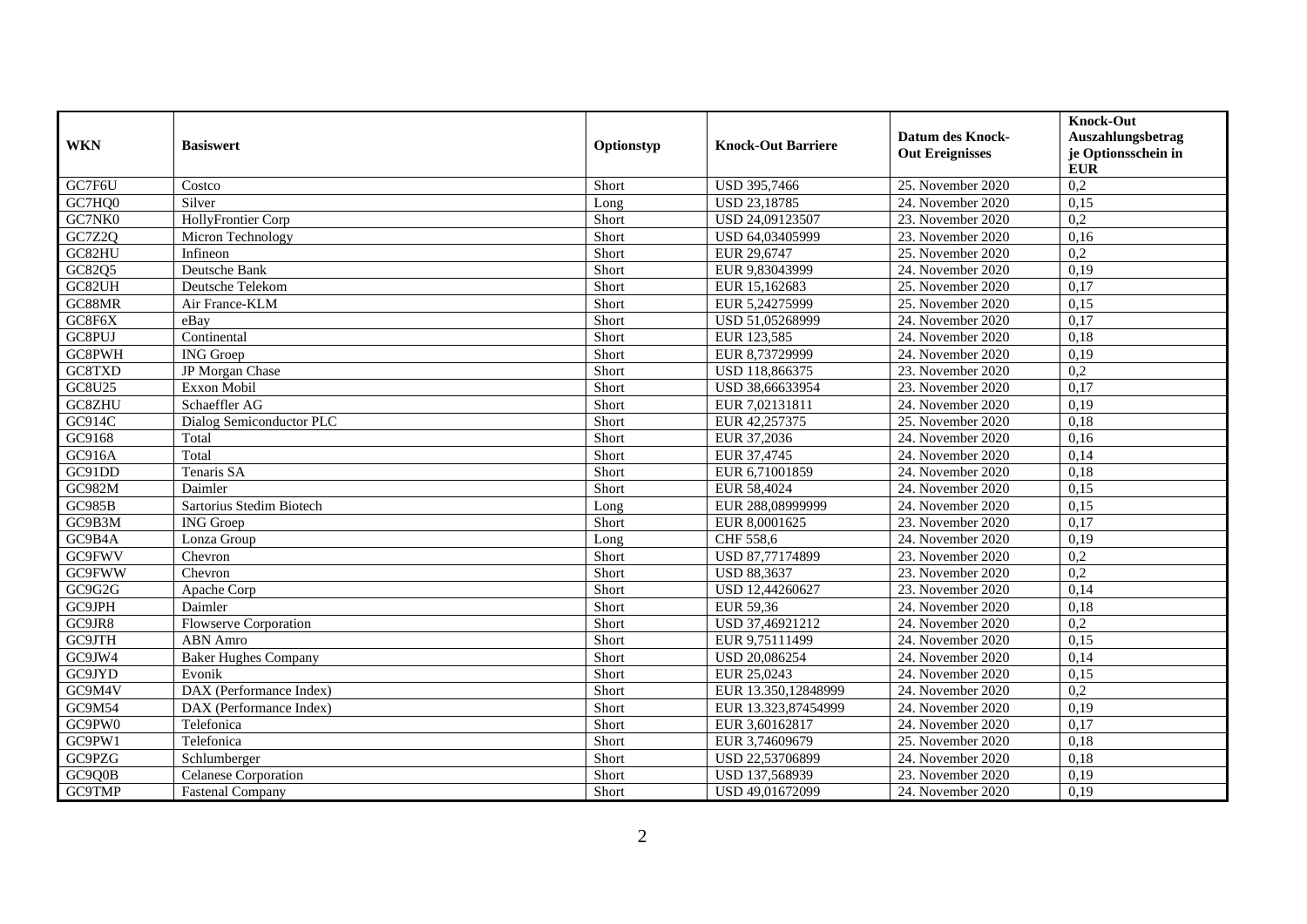| WKN | Basiswert | Optionstyp | Knock-Out Barriere | Datum des Knock-Out Ereignisses | Knock-Out Auszahlungsbetrag je Optionsschein in EUR |
|---|---|---|---|---|---|
| GC7F6U | Costco | Short | USD 395,7466 | 25. November 2020 | 0,2 |
| GC7HQ0 | Silver | Long | USD 23,18785 | 24. November 2020 | 0,15 |
| GC7NK0 | HollyFrontier Corp | Short | USD 24,09123507 | 23. November 2020 | 0,2 |
| GC7Z2Q | Micron Technology | Short | USD 64,03405999 | 23. November 2020 | 0,16 |
| GC82HU | Infineon | Short | EUR 29,6747 | 25. November 2020 | 0,2 |
| GC82Q5 | Deutsche Bank | Short | EUR 9,83043999 | 24. November 2020 | 0,19 |
| GC82UH | Deutsche Telekom | Short | EUR 15,162683 | 25. November 2020 | 0,17 |
| GC88MR | Air France-KLM | Short | EUR 5,24275999 | 25. November 2020 | 0,15 |
| GC8F6X | eBay | Short | USD 51,05268999 | 24. November 2020 | 0,17 |
| GC8PUJ | Continental | Short | EUR 123,585 | 24. November 2020 | 0,18 |
| GC8PWH | ING Groep | Short | EUR 8,73729999 | 24. November 2020 | 0,19 |
| GC8TXD | JP Morgan Chase | Short | USD 118,866375 | 23. November 2020 | 0,2 |
| GC8U25 | Exxon Mobil | Short | USD 38,66633954 | 23. November 2020 | 0,17 |
| GC8ZHU | Schaeffler AG | Short | EUR 7,02131811 | 24. November 2020 | 0,19 |
| GC914C | Dialog Semiconductor PLC | Short | EUR 42,257375 | 25. November 2020 | 0,18 |
| GC9168 | Total | Short | EUR 37,2036 | 24. November 2020 | 0,16 |
| GC916A | Total | Short | EUR 37,4745 | 24. November 2020 | 0,14 |
| GC91DD | Tenaris SA | Short | EUR 6,71001859 | 24. November 2020 | 0,18 |
| GC982M | Daimler | Short | EUR 58,4024 | 24. November 2020 | 0,15 |
| GC985B | Sartorius Stedim Biotech | Long | EUR 288,08999999 | 24. November 2020 | 0,15 |
| GC9B3M | ING Groep | Short | EUR 8,0001625 | 23. November 2020 | 0,17 |
| GC9B4A | Lonza Group | Long | CHF 558,6 | 24. November 2020 | 0,19 |
| GC9FWV | Chevron | Short | USD 87,77174899 | 23. November 2020 | 0,2 |
| GC9FWW | Chevron | Short | USD 88,3637 | 23. November 2020 | 0,2 |
| GC9G2G | Apache Corp | Short | USD 12,44260627 | 23. November 2020 | 0,14 |
| GC9JPH | Daimler | Short | EUR 59,36 | 24. November 2020 | 0,18 |
| GC9JR8 | Flowserve Corporation | Short | USD 37,46921212 | 24. November 2020 | 0,2 |
| GC9JTH | ABN Amro | Short | EUR 9,75111499 | 24. November 2020 | 0,15 |
| GC9JW4 | Baker Hughes Company | Short | USD 20,086254 | 24. November 2020 | 0,14 |
| GC9JYD | Evonik | Short | EUR 25,0243 | 24. November 2020 | 0,15 |
| GC9M4V | DAX (Performance Index) | Short | EUR 13.350,12848999 | 24. November 2020 | 0,2 |
| GC9M54 | DAX (Performance Index) | Short | EUR 13.323,87454999 | 24. November 2020 | 0,19 |
| GC9PW0 | Telefonica | Short | EUR 3,60162817 | 24. November 2020 | 0,17 |
| GC9PW1 | Telefonica | Short | EUR 3,74609679 | 25. November 2020 | 0,18 |
| GC9PZG | Schlumberger | Short | USD 22,53706899 | 24. November 2020 | 0,18 |
| GC9Q0B | Celanese Corporation | Short | USD 137,568939 | 23. November 2020 | 0,19 |
| GC9TMP | Fastenal Company | Short | USD 49,01672099 | 24. November 2020 | 0,19 |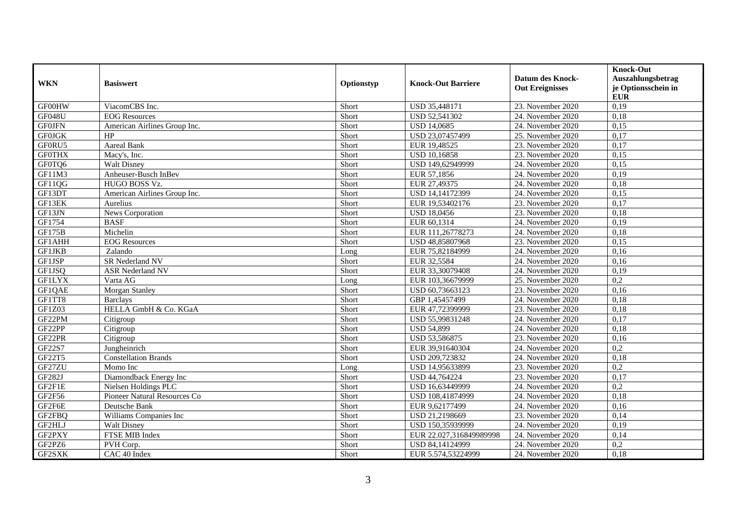| WKN | Basiswert | Optionstyp | Knock-Out Barriere | Datum des Knock-Out Ereignisses | Knock-Out Auszahlungsbetrag je Optionsschein in EUR |
|---|---|---|---|---|---|
| GF00HW | ViacomCBS Inc. | Short | USD 35,448171 | 23. November 2020 | 0,19 |
| GF048U | EOG Resources | Short | USD 52,541302 | 24. November 2020 | 0,18 |
| GF0JFN | American Airlines Group Inc. | Short | USD 14,0685 | 24. November 2020 | 0,15 |
| GF0JGK | HP | Short | USD 23,07457499 | 25. November 2020 | 0,17 |
| GF0RU5 | Aareal Bank | Short | EUR 19,48525 | 23. November 2020 | 0,17 |
| GF0THX | Macy's, Inc. | Short | USD 10,16858 | 23. November 2020 | 0,15 |
| GF0TQ6 | Walt Disney | Short | USD 149,62949999 | 24. November 2020 | 0,15 |
| GF11M3 | Anheuser-Busch InBev | Short | EUR 57,1856 | 24. November 2020 | 0,19 |
| GF11QG | HUGO BOSS Vz. | Short | EUR 27,49375 | 24. November 2020 | 0,18 |
| GF13DT | American Airlines Group Inc. | Short | USD 14,14172399 | 24. November 2020 | 0,15 |
| GF13EK | Aurelius | Short | EUR 19,53402176 | 23. November 2020 | 0,17 |
| GF13JN | News Corporation | Short | USD 18,0456 | 23. November 2020 | 0,18 |
| GF1754 | BASF | Short | EUR 60,1314 | 24. November 2020 | 0,19 |
| GF175B | Michelin | Short | EUR 111,26778273 | 24. November 2020 | 0,18 |
| GF1AHH | EOG Resources | Short | USD 48,85807968 | 23. November 2020 | 0,15 |
| GF1JKB | Zalando | Long | EUR 75,82184999 | 24. November 2020 | 0,16 |
| GF1JSP | SR Nederland NV | Short | EUR 32,5584 | 24. November 2020 | 0,16 |
| GF1JSQ | ASR Nederland NV | Short | EUR 33,30079408 | 24. November 2020 | 0,19 |
| GF1LYX | Varta AG | Long | EUR 103,36679999 | 25. November 2020 | 0,2 |
| GF1QAE | Morgan Stanley | Short | USD 60,73663123 | 23. November 2020 | 0,16 |
| GF1TT8 | Barclays | Short | GBP 1,45457499 | 24. November 2020 | 0,18 |
| GF1Z03 | HELLA GmbH & Co. KGaA | Short | EUR 47,72399999 | 23. November 2020 | 0,18 |
| GF22PM | Citigroup | Short | USD 55,99831248 | 24. November 2020 | 0,17 |
| GF22PP | Citigroup | Short | USD 54,899 | 24. November 2020 | 0,18 |
| GF22PR | Citigroup | Short | USD 53,586875 | 23. November 2020 | 0,16 |
| GF22S7 | Jungheinrich | Short | EUR 39,91640304 | 24. November 2020 | 0,2 |
| GF22T5 | Constellation Brands | Short | USD 209,723832 | 24. November 2020 | 0,18 |
| GF27ZU | Momo Inc | Long | USD 14,95633899 | 23. November 2020 | 0,2 |
| GF282J | Diamondback Energy Inc | Short | USD 44,764224 | 23. November 2020 | 0,17 |
| GF2F1E | Nielsen Holdings PLC | Short | USD 16,63449999 | 24. November 2020 | 0,2 |
| GF2F56 | Pioneer Natural Resources Co | Short | USD 108,41874999 | 24. November 2020 | 0,18 |
| GF2F6E | Deutsche Bank | Short | EUR 9,62177499 | 24. November 2020 | 0,16 |
| GF2FBQ | Williams Companies Inc | Short | USD 21,2198669 | 23. November 2020 | 0,14 |
| GF2HLJ | Walt Disney | Short | USD 150,35939999 | 24. November 2020 | 0,19 |
| GF2PXY | FTSE MIB Index | Short | EUR 22.027,316849989998 | 24. November 2020 | 0,14 |
| GF2PZ6 | PVH Corp. | Short | USD 84,14124999 | 24. November 2020 | 0,2 |
| GF2SXK | CAC 40 Index | Short | EUR 5.574,53224999 | 24. November 2020 | 0,18 |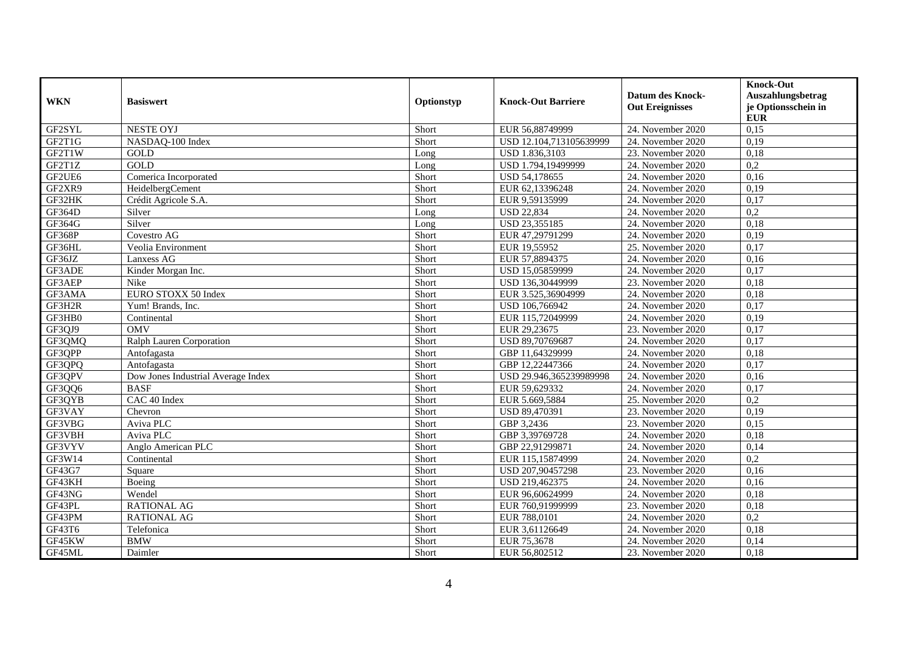| WKN | Basiswert | Optionstyp | Knock-Out Barriere | Datum des Knock-Out Ereignisses | Knock-Out Auszahlungsbetrag je Optionsschein in EUR |
|---|---|---|---|---|---|
| GF2SYL | NESTE OYJ | Short | EUR 56,88749999 | 24. November 2020 | 0,15 |
| GF2T1G | NASDAQ-100 Index | Short | USD 12.104,713105639999 | 24. November 2020 | 0,19 |
| GF2T1W | GOLD | Long | USD 1.836,3103 | 23. November 2020 | 0,18 |
| GF2T1Z | GOLD | Long | USD 1.794,19499999 | 24. November 2020 | 0,2 |
| GF2UE6 | Comerica Incorporated | Short | USD 54,178655 | 24. November 2020 | 0,16 |
| GF2XR9 | HeidelbergCement | Short | EUR 62,13396248 | 24. November 2020 | 0,19 |
| GF32HK | Crédit Agricole S.A. | Short | EUR 9,59135999 | 24. November 2020 | 0,17 |
| GF364D | Silver | Long | USD 22,834 | 24. November 2020 | 0,2 |
| GF364G | Silver | Long | USD 23,355185 | 24. November 2020 | 0,18 |
| GF368P | Covestro AG | Short | EUR 47,29791299 | 24. November 2020 | 0,19 |
| GF36HL | Veolia Environment | Short | EUR 19,55952 | 25. November 2020 | 0,17 |
| GF36JZ | Lanxess AG | Short | EUR 57,8894375 | 24. November 2020 | 0,16 |
| GF3ADE | Kinder Morgan Inc. | Short | USD 15,05859999 | 24. November 2020 | 0,17 |
| GF3AEP | Nike | Short | USD 136,30449999 | 23. November 2020 | 0,18 |
| GF3AMA | EURO STOXX 50 Index | Short | EUR 3.525,36904999 | 24. November 2020 | 0,18 |
| GF3H2R | Yum! Brands, Inc. | Short | USD 106,766942 | 24. November 2020 | 0,17 |
| GF3HB0 | Continental | Short | EUR 115,72049999 | 24. November 2020 | 0,19 |
| GF3QJ9 | OMV | Short | EUR 29,23675 | 23. November 2020 | 0,17 |
| GF3QMQ | Ralph Lauren Corporation | Short | USD 89,70769687 | 24. November 2020 | 0,17 |
| GF3QPP | Antofagasta | Short | GBP 11,64329999 | 24. November 2020 | 0,18 |
| GF3QPQ | Antofagasta | Short | GBP 12,22447366 | 24. November 2020 | 0,17 |
| GF3QPV | Dow Jones Industrial Average Index | Short | USD 29.946,365239989998 | 24. November 2020 | 0,16 |
| GF3QQ6 | BASF | Short | EUR 59,629332 | 24. November 2020 | 0,17 |
| GF3QYB | CAC 40 Index | Short | EUR 5.669,5884 | 25. November 2020 | 0,2 |
| GF3VAY | Chevron | Short | USD 89,470391 | 23. November 2020 | 0,19 |
| GF3VBG | Aviva PLC | Short | GBP 3,2436 | 23. November 2020 | 0,15 |
| GF3VBH | Aviva PLC | Short | GBP 3,39769728 | 24. November 2020 | 0,18 |
| GF3VYV | Anglo American PLC | Short | GBP 22,91299871 | 24. November 2020 | 0,14 |
| GF3W14 | Continental | Short | EUR 115,15874999 | 24. November 2020 | 0,2 |
| GF43G7 | Square | Short | USD 207,90457298 | 23. November 2020 | 0,16 |
| GF43KH | Boeing | Short | USD 219,462375 | 24. November 2020 | 0,16 |
| GF43NG | Wendel | Short | EUR 96,60624999 | 24. November 2020 | 0,18 |
| GF43PL | RATIONAL AG | Short | EUR 760,91999999 | 23. November 2020 | 0,18 |
| GF43PM | RATIONAL AG | Short | EUR 788,0101 | 24. November 2020 | 0,2 |
| GF43T6 | Telefonica | Short | EUR 3,61126649 | 24. November 2020 | 0,18 |
| GF45KW | BMW | Short | EUR 75,3678 | 24. November 2020 | 0,14 |
| GF45ML | Daimler | Short | EUR 56,802512 | 23. November 2020 | 0,18 |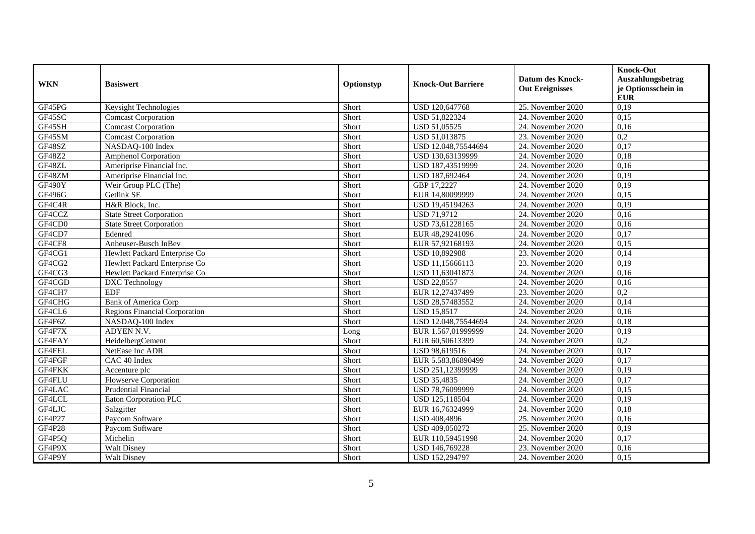| WKN | Basiswert | Optionstyp | Knock-Out Barriere | Datum des Knock-Out Ereignisses | Knock-Out Auszahlungsbetrag je Optionsschein in EUR |
|---|---|---|---|---|---|
| GF45PG | Keysight Technologies | Short | USD 120,647768 | 25. November 2020 | 0,19 |
| GF45SC | Comcast Corporation | Short | USD 51,822324 | 24. November 2020 | 0,15 |
| GF45SH | Comcast Corporation | Short | USD 51,05525 | 24. November 2020 | 0,16 |
| GF45SM | Comcast Corporation | Short | USD 51,013875 | 23. November 2020 | 0,2 |
| GF48SZ | NASDAQ-100 Index | Short | USD 12.048,75544694 | 24. November 2020 | 0,17 |
| GF48Z2 | Amphenol Corporation | Short | USD 130,63139999 | 24. November 2020 | 0,18 |
| GF48ZL | Ameriprise Financial Inc. | Short | USD 187,43519999 | 24. November 2020 | 0,16 |
| GF48ZM | Ameriprise Financial Inc. | Short | USD 187,692464 | 24. November 2020 | 0,19 |
| GF490Y | Weir Group PLC (The) | Short | GBP 17,2227 | 24. November 2020 | 0,19 |
| GF496G | Getlink SE | Short | EUR 14,80099999 | 24. November 2020 | 0,15 |
| GF4C4R | H&R Block, Inc. | Short | USD 19,45194263 | 24. November 2020 | 0,19 |
| GF4CCZ | State Street Corporation | Short | USD 71,9712 | 24. November 2020 | 0,16 |
| GF4CD0 | State Street Corporation | Short | USD 73,61228165 | 24. November 2020 | 0,16 |
| GF4CD7 | Edenred | Short | EUR 48,29241096 | 24. November 2020 | 0,17 |
| GF4CF8 | Anheuser-Busch InBev | Short | EUR 57,92168193 | 24. November 2020 | 0,15 |
| GF4CG1 | Hewlett Packard Enterprise Co | Short | USD 10,892988 | 23. November 2020 | 0,14 |
| GF4CG2 | Hewlett Packard Enterprise Co | Short | USD 11,15666113 | 23. November 2020 | 0,19 |
| GF4CG3 | Hewlett Packard Enterprise Co | Short | USD 11,63041873 | 24. November 2020 | 0,16 |
| GF4CGD | DXC Technology | Short | USD 22,8557 | 24. November 2020 | 0,16 |
| GF4CH7 | EDF | Short | EUR 12,27437499 | 23. November 2020 | 0,2 |
| GF4CHG | Bank of America Corp | Short | USD 28,57483552 | 24. November 2020 | 0,14 |
| GF4CL6 | Regions Financial Corporation | Short | USD 15,8517 | 24. November 2020 | 0,16 |
| GF4F6Z | NASDAQ-100 Index | Short | USD 12.048,75544694 | 24. November 2020 | 0,18 |
| GF4F7X | ADYEN N.V. | Long | EUR 1.567,01999999 | 24. November 2020 | 0,19 |
| GF4FAY | HeidelbergCement | Short | EUR 60,50613399 | 24. November 2020 | 0,2 |
| GF4FEL | NetEase Inc ADR | Short | USD 98,619516 | 24. November 2020 | 0,17 |
| GF4FGF | CAC 40 Index | Short | EUR 5.583,86890499 | 24. November 2020 | 0,17 |
| GF4FKK | Accenture plc | Short | USD 251,12399999 | 24. November 2020 | 0,19 |
| GF4FLU | Flowserve Corporation | Short | USD 35,4835 | 24. November 2020 | 0,17 |
| GF4LAC | Prudential Financial | Short | USD 78,76099999 | 24. November 2020 | 0,15 |
| GF4LCL | Eaton Corporation PLC | Short | USD 125,118504 | 24. November 2020 | 0,19 |
| GF4LJC | Salzgitter | Short | EUR 16,76324999 | 24. November 2020 | 0,18 |
| GF4P27 | Paycom Software | Short | USD 408,4896 | 25. November 2020 | 0,16 |
| GF4P28 | Paycom Software | Short | USD 409,050272 | 25. November 2020 | 0,19 |
| GF4P5Q | Michelin | Short | EUR 110,59451998 | 24. November 2020 | 0,17 |
| GF4P9X | Walt Disney | Short | USD 146,769228 | 23. November 2020 | 0,16 |
| GF4P9Y | Walt Disney | Short | USD 152,294797 | 24. November 2020 | 0,15 |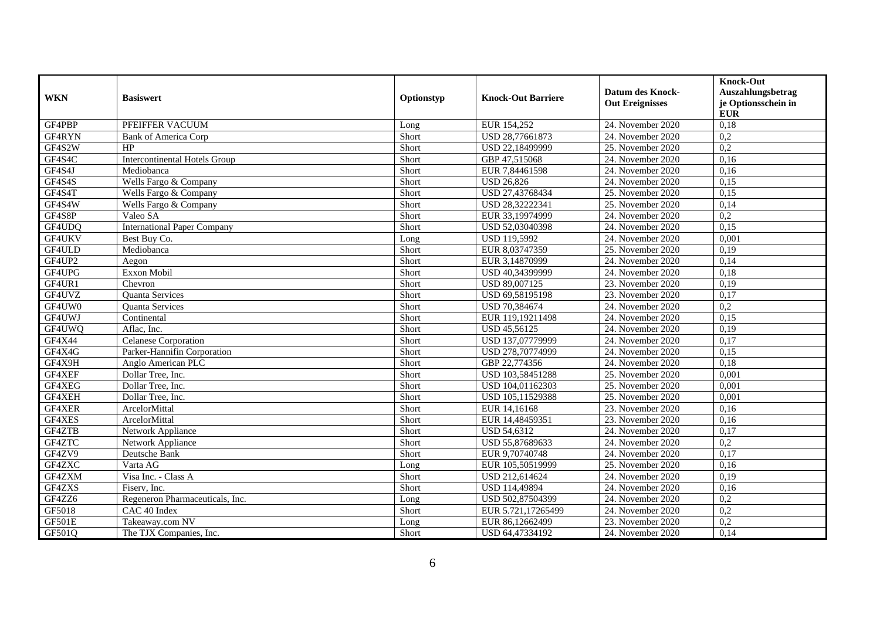| WKN | Basiswert | Optionstyp | Knock-Out Barriere | Datum des Knock-Out Ereignisses | Knock-Out Auszahlungsbetrag je Optionsschein in EUR |
|---|---|---|---|---|---|
| GF4PBP | PFEIFFER VACUUM | Long | EUR 154,252 | 24. November 2020 | 0,18 |
| GF4RYN | Bank of America Corp | Short | USD 28,77661873 | 24. November 2020 | 0,2 |
| GF4S2W | HP | Short | USD 22,18499999 | 25. November 2020 | 0,2 |
| GF4S4C | Intercontinental Hotels Group | Short | GBP 47,515068 | 24. November 2020 | 0,16 |
| GF4S4J | Mediobanca | Short | EUR 7,84461598 | 24. November 2020 | 0,16 |
| GF4S4S | Wells Fargo & Company | Short | USD 26,826 | 24. November 2020 | 0,15 |
| GF4S4T | Wells Fargo & Company | Short | USD 27,43768434 | 25. November 2020 | 0,15 |
| GF4S4W | Wells Fargo & Company | Short | USD 28,32222341 | 25. November 2020 | 0,14 |
| GF4S8P | Valeo SA | Short | EUR 33,19974999 | 24. November 2020 | 0,2 |
| GF4UDQ | International Paper Company | Short | USD 52,03040398 | 24. November 2020 | 0,15 |
| GF4UKV | Best Buy Co. | Long | USD 119,5992 | 24. November 2020 | 0,001 |
| GF4ULD | Mediobanca | Short | EUR 8,03747359 | 25. November 2020 | 0,19 |
| GF4UP2 | Aegon | Short | EUR 3,14870999 | 24. November 2020 | 0,14 |
| GF4UPG | Exxon Mobil | Short | USD 40,34399999 | 24. November 2020 | 0,18 |
| GF4UR1 | Chevron | Short | USD 89,007125 | 23. November 2020 | 0,19 |
| GF4UVZ | Quanta Services | Short | USD 69,58195198 | 23. November 2020 | 0,17 |
| GF4UW0 | Quanta Services | Short | USD 70,384674 | 24. November 2020 | 0,2 |
| GF4UWJ | Continental | Short | EUR 119,19211498 | 24. November 2020 | 0,15 |
| GF4UWQ | Aflac, Inc. | Short | USD 45,56125 | 24. November 2020 | 0,19 |
| GF4X44 | Celanese Corporation | Short | USD 137,07779999 | 24. November 2020 | 0,17 |
| GF4X4G | Parker-Hannifin Corporation | Short | USD 278,70774999 | 24. November 2020 | 0,15 |
| GF4X9H | Anglo American PLC | Short | GBP 22,774356 | 24. November 2020 | 0,18 |
| GF4XEF | Dollar Tree, Inc. | Short | USD 103,58451288 | 25. November 2020 | 0,001 |
| GF4XEG | Dollar Tree, Inc. | Short | USD 104,01162303 | 25. November 2020 | 0,001 |
| GF4XEH | Dollar Tree, Inc. | Short | USD 105,11529388 | 25. November 2020 | 0,001 |
| GF4XER | ArcelorMittal | Short | EUR 14,16168 | 23. November 2020 | 0,16 |
| GF4XES | ArcelorMittal | Short | EUR 14,48459351 | 23. November 2020 | 0,16 |
| GF4ZTB | Network Appliance | Short | USD 54,6312 | 24. November 2020 | 0,17 |
| GF4ZTC | Network Appliance | Short | USD 55,87689633 | 24. November 2020 | 0,2 |
| GF4ZV9 | Deutsche Bank | Short | EUR 9,70740748 | 24. November 2020 | 0,17 |
| GF4ZXC | Varta AG | Long | EUR 105,50519999 | 25. November 2020 | 0,16 |
| GF4ZXM | Visa Inc. - Class A | Short | USD 212,614624 | 24. November 2020 | 0,19 |
| GF4ZXS | Fiserv, Inc. | Short | USD 114,49894 | 24. November 2020 | 0,16 |
| GF4ZZ6 | Regeneron Pharmaceuticals, Inc. | Long | USD 502,87504399 | 24. November 2020 | 0,2 |
| GF5018 | CAC 40 Index | Short | EUR 5.721,17265499 | 24. November 2020 | 0,2 |
| GF501E | Takeaway.com NV | Long | EUR 86,12662499 | 23. November 2020 | 0,2 |
| GF501Q | The TJX Companies, Inc. | Short | USD 64,47334192 | 24. November 2020 | 0,14 |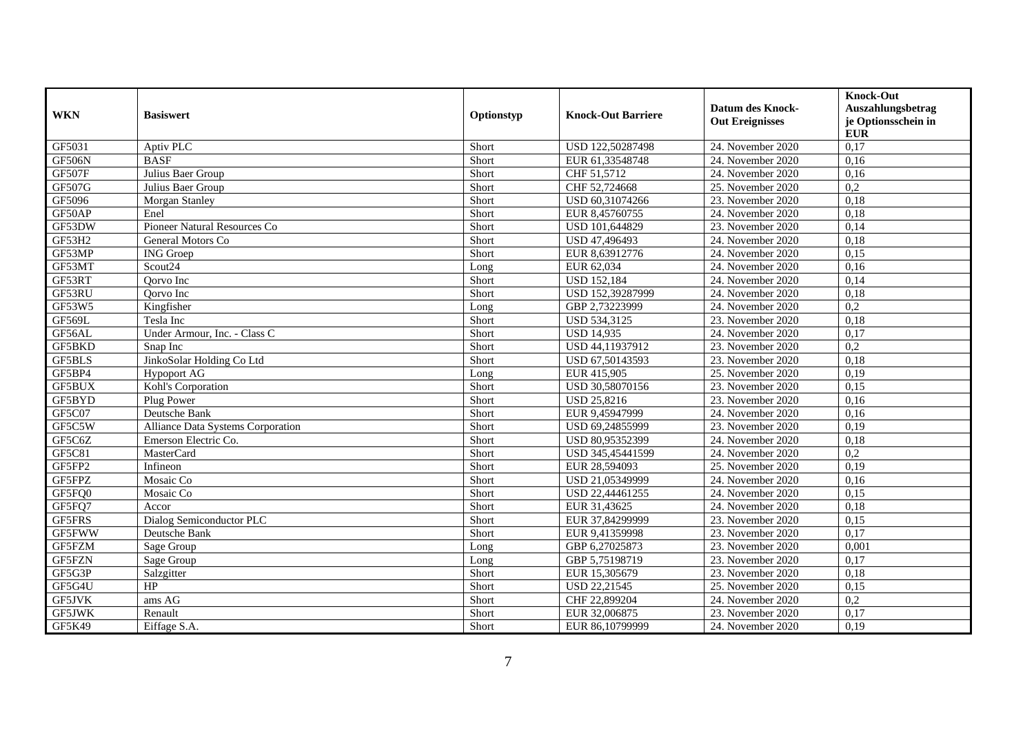| WKN | Basiswert | Optionstyp | Knock-Out Barriere | Datum des Knock-Out Ereignisses | Knock-Out Auszahlungsbetrag je Optionsschein in EUR |
|---|---|---|---|---|---|
| GF5031 | Aptiv PLC | Short | USD 122,50287498 | 24. November 2020 | 0,17 |
| GF506N | BASF | Short | EUR 61,33548748 | 24. November 2020 | 0,16 |
| GF507F | Julius Baer Group | Short | CHF 51,5712 | 24. November 2020 | 0,16 |
| GF507G | Julius Baer Group | Short | CHF 52,724668 | 25. November 2020 | 0,2 |
| GF5096 | Morgan Stanley | Short | USD 60,31074266 | 23. November 2020 | 0,18 |
| GF50AP | Enel | Short | EUR 8,45760755 | 24. November 2020 | 0,18 |
| GF53DW | Pioneer Natural Resources Co | Short | USD 101,644829 | 23. November 2020 | 0,14 |
| GF53H2 | General Motors Co | Short | USD 47,496493 | 24. November 2020 | 0,18 |
| GF53MP | ING Groep | Short | EUR 8,63912776 | 24. November 2020 | 0,15 |
| GF53MT | Scout24 | Long | EUR 62,034 | 24. November 2020 | 0,16 |
| GF53RT | Qorvo Inc | Short | USD 152,184 | 24. November 2020 | 0,14 |
| GF53RU | Qorvo Inc | Short | USD 152,39287999 | 24. November 2020 | 0,18 |
| GF53W5 | Kingfisher | Long | GBP 2,73223999 | 24. November 2020 | 0,2 |
| GF569L | Tesla Inc | Short | USD 534,3125 | 23. November 2020 | 0,18 |
| GF56AL | Under Armour, Inc. - Class C | Short | USD 14,935 | 24. November 2020 | 0,17 |
| GF5BKD | Snap Inc | Short | USD 44,11937912 | 23. November 2020 | 0,2 |
| GF5BLS | JinkoSolar Holding Co Ltd | Short | USD 67,50143593 | 23. November 2020 | 0,18 |
| GF5BP4 | Hypoport AG | Long | EUR 415,905 | 25. November 2020 | 0,19 |
| GF5BUX | Kohl's Corporation | Short | USD 30,58070156 | 23. November 2020 | 0,15 |
| GF5BYD | Plug Power | Short | USD 25,8216 | 23. November 2020 | 0,16 |
| GF5C07 | Deutsche Bank | Short | EUR 9,45947999 | 24. November 2020 | 0,16 |
| GF5C5W | Alliance Data Systems Corporation | Short | USD 69,24855999 | 23. November 2020 | 0,19 |
| GF5C6Z | Emerson Electric Co. | Short | USD 80,95352399 | 24. November 2020 | 0,18 |
| GF5C81 | MasterCard | Short | USD 345,45441599 | 24. November 2020 | 0,2 |
| GF5FP2 | Infineon | Short | EUR 28,594093 | 25. November 2020 | 0,19 |
| GF5FPZ | Mosaic Co | Short | USD 21,05349999 | 24. November 2020 | 0,16 |
| GF5FQ0 | Mosaic Co | Short | USD 22,44461255 | 24. November 2020 | 0,15 |
| GF5FQ7 | Accor | Short | EUR 31,43625 | 24. November 2020 | 0,18 |
| GF5FRS | Dialog Semiconductor PLC | Short | EUR 37,84299999 | 23. November 2020 | 0,15 |
| GF5FWW | Deutsche Bank | Short | EUR 9,41359998 | 23. November 2020 | 0,17 |
| GF5FZM | Sage Group | Long | GBP 6,27025873 | 23. November 2020 | 0,001 |
| GF5FZN | Sage Group | Long | GBP 5,75198719 | 23. November 2020 | 0,17 |
| GF5G3P | Salzgitter | Short | EUR 15,305679 | 23. November 2020 | 0,18 |
| GF5G4U | HP | Short | USD 22,21545 | 25. November 2020 | 0,15 |
| GF5JVK | ams AG | Short | CHF 22,899204 | 24. November 2020 | 0,2 |
| GF5JWK | Renault | Short | EUR 32,006875 | 23. November 2020 | 0,17 |
| GF5K49 | Eiffage S.A. | Short | EUR 86,10799999 | 24. November 2020 | 0,19 |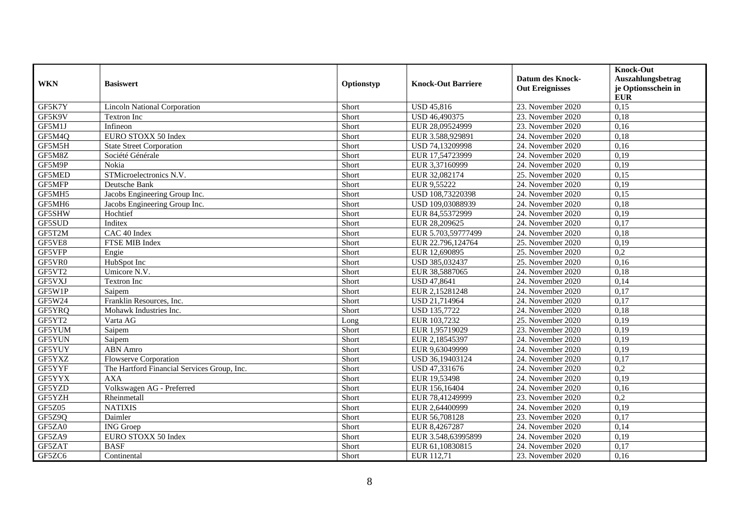| WKN | Basiswert | Optionstyp | Knock-Out Barriere | Datum des Knock-Out Ereignisses | Knock-Out Auszahlungsbetrag je Optionsschein in EUR |
|---|---|---|---|---|---|
| GF5K7Y | Lincoln National Corporation | Short | USD 45,816 | 23. November 2020 | 0,15 |
| GF5K9V | Textron Inc | Short | USD 46,490375 | 23. November 2020 | 0,18 |
| GF5M1J | Infineon | Short | EUR 28,09524999 | 23. November 2020 | 0,16 |
| GF5M4Q | EURO STOXX 50 Index | Short | EUR 3.588,929891 | 24. November 2020 | 0,18 |
| GF5M5H | State Street Corporation | Short | USD 74,13209998 | 24. November 2020 | 0,16 |
| GF5M8Z | Société Générale | Short | EUR 17,54723999 | 24. November 2020 | 0,19 |
| GF5M9P | Nokia | Short | EUR 3,37160999 | 24. November 2020 | 0,19 |
| GF5MED | STMicroelectronics N.V. | Short | EUR 32,082174 | 25. November 2020 | 0,15 |
| GF5MFP | Deutsche Bank | Short | EUR 9,55222 | 24. November 2020 | 0,19 |
| GF5MH5 | Jacobs Engineering Group Inc. | Short | USD 108,73220398 | 24. November 2020 | 0,15 |
| GF5MH6 | Jacobs Engineering Group Inc. | Short | USD 109,03088939 | 24. November 2020 | 0,18 |
| GF5SHW | Hochtief | Short | EUR 84,55372999 | 24. November 2020 | 0,19 |
| GF5SUD | Inditex | Short | EUR 28,209625 | 24. November 2020 | 0,17 |
| GF5T2M | CAC 40 Index | Short | EUR 5.703,59777499 | 24. November 2020 | 0,18 |
| GF5VE8 | FTSE MIB Index | Short | EUR 22.796,124764 | 25. November 2020 | 0,19 |
| GF5VFP | Engie | Short | EUR 12,690895 | 25. November 2020 | 0,2 |
| GF5VR0 | HubSpot Inc | Short | USD 385,032437 | 25. November 2020 | 0,16 |
| GF5VT2 | Umicore N.V. | Short | EUR 38,5887065 | 24. November 2020 | 0,18 |
| GF5VXJ | Textron Inc | Short | USD 47,8641 | 24. November 2020 | 0,14 |
| GF5W1P | Saipem | Short | EUR 2,15281248 | 24. November 2020 | 0,17 |
| GF5W24 | Franklin Resources, Inc. | Short | USD 21,714964 | 24. November 2020 | 0,17 |
| GF5YRQ | Mohawk Industries Inc. | Short | USD 135,7722 | 24. November 2020 | 0,18 |
| GF5YT2 | Varta AG | Long | EUR 103,7232 | 25. November 2020 | 0,19 |
| GF5YUM | Saipem | Short | EUR 1,95719029 | 23. November 2020 | 0,19 |
| GF5YUN | Saipem | Short | EUR 2,18545397 | 24. November 2020 | 0,19 |
| GF5YUY | ABN Amro | Short | EUR 9,63049999 | 24. November 2020 | 0,19 |
| GF5YXZ | Flowserve Corporation | Short | USD 36,19403124 | 24. November 2020 | 0,17 |
| GF5YYF | The Hartford Financial Services Group, Inc. | Short | USD 47,331676 | 24. November 2020 | 0,2 |
| GF5YYX | AXA | Short | EUR 19,53498 | 24. November 2020 | 0,19 |
| GF5YZD | Volkswagen AG - Preferred | Short | EUR 156,16404 | 24. November 2020 | 0,16 |
| GF5YZH | Rheinmetall | Short | EUR 78,41249999 | 23. November 2020 | 0,2 |
| GF5Z05 | NATIXIS | Short | EUR 2,64400999 | 24. November 2020 | 0,19 |
| GF5Z9Q | Daimler | Short | EUR 56,708128 | 23. November 2020 | 0,17 |
| GF5ZA0 | ING Groep | Short | EUR 8,4267287 | 24. November 2020 | 0,14 |
| GF5ZA9 | EURO STOXX 50 Index | Short | EUR 3.548,63995899 | 24. November 2020 | 0,19 |
| GF5ZAT | BASF | Short | EUR 61,10830815 | 24. November 2020 | 0,17 |
| GF5ZC6 | Continental | Short | EUR 112,71 | 23. November 2020 | 0,16 |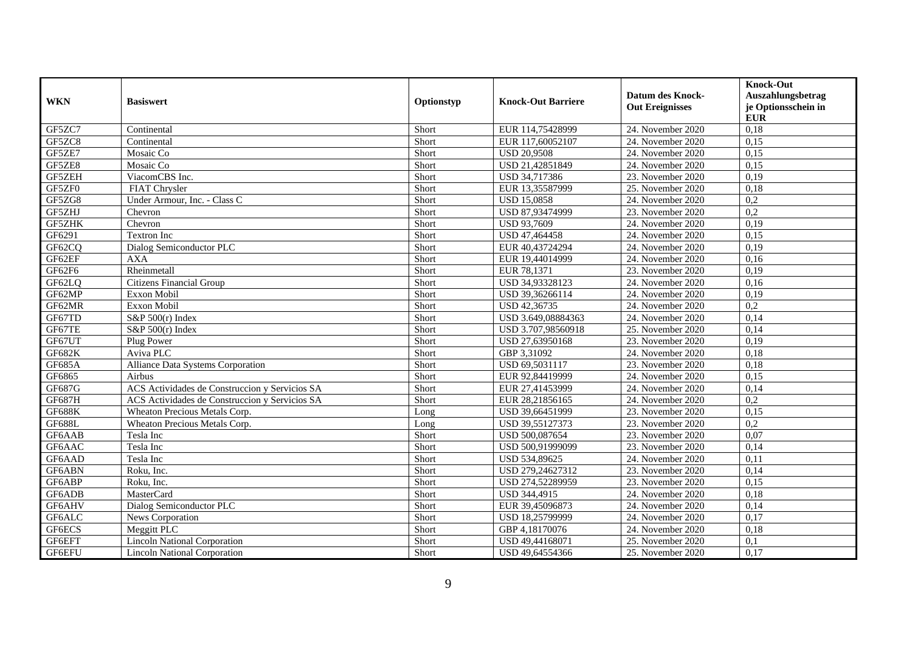| WKN | Basiswert | Optionstyp | Knock-Out Barriere | Datum des Knock-Out Ereignisses | Knock-Out Auszahlungsbetrag je Optionsschein in EUR |
|---|---|---|---|---|---|
| GF5ZC7 | Continental | Short | EUR 114,75428999 | 24. November 2020 | 0,18 |
| GF5ZC8 | Continental | Short | EUR 117,60052107 | 24. November 2020 | 0,15 |
| GF5ZE7 | Mosaic Co | Short | USD 20,9508 | 24. November 2020 | 0,15 |
| GF5ZE8 | Mosaic Co | Short | USD 21,42851849 | 24. November 2020 | 0,15 |
| GF5ZEH | ViacomCBS Inc. | Short | USD 34,717386 | 23. November 2020 | 0,19 |
| GF5ZF0 | FIAT Chrysler | Short | EUR 13,35587999 | 25. November 2020 | 0,18 |
| GF5ZG8 | Under Armour, Inc. - Class C | Short | USD 15,0858 | 24. November 2020 | 0,2 |
| GF5ZHJ | Chevron | Short | USD 87,93474999 | 23. November 2020 | 0,2 |
| GF5ZHK | Chevron | Short | USD 93,7609 | 24. November 2020 | 0,19 |
| GF6291 | Textron Inc | Short | USD 47,464458 | 24. November 2020 | 0,15 |
| GF62CQ | Dialog Semiconductor PLC | Short | EUR 40,43724294 | 24. November 2020 | 0,19 |
| GF62EF | AXA | Short | EUR 19,44014999 | 24. November 2020 | 0,16 |
| GF62F6 | Rheinmetall | Short | EUR 78,1371 | 23. November 2020 | 0,19 |
| GF62LQ | Citizens Financial Group | Short | USD 34,93328123 | 24. November 2020 | 0,16 |
| GF62MP | Exxon Mobil | Short | USD 39,36266114 | 24. November 2020 | 0,19 |
| GF62MR | Exxon Mobil | Short | USD 42,36735 | 24. November 2020 | 0,2 |
| GF67TD | S&P 500(r) Index | Short | USD 3.649,08884363 | 24. November 2020 | 0,14 |
| GF67TE | S&P 500(r) Index | Short | USD 3.707,98560918 | 25. November 2020 | 0,14 |
| GF67UT | Plug Power | Short | USD 27,63950168 | 23. November 2020 | 0,19 |
| GF682K | Aviva PLC | Short | GBP 3,31092 | 24. November 2020 | 0,18 |
| GF685A | Alliance Data Systems Corporation | Short | USD 69,5031117 | 23. November 2020 | 0,18 |
| GF6865 | Airbus | Short | EUR 92,84419999 | 24. November 2020 | 0,15 |
| GF687G | ACS Actividades de Construccion y Servicios SA | Short | EUR 27,41453999 | 24. November 2020 | 0,14 |
| GF687H | ACS Actividades de Construccion y Servicios SA | Short | EUR 28,21856165 | 24. November 2020 | 0,2 |
| GF688K | Wheaton Precious Metals Corp. | Long | USD 39,66451999 | 23. November 2020 | 0,15 |
| GF688L | Wheaton Precious Metals Corp. | Long | USD 39,55127373 | 23. November 2020 | 0,2 |
| GF6AAB | Tesla Inc | Short | USD 500,087654 | 23. November 2020 | 0,07 |
| GF6AAC | Tesla Inc | Short | USD 500,91999099 | 23. November 2020 | 0,14 |
| GF6AAD | Tesla Inc | Short | USD 534,89625 | 24. November 2020 | 0,11 |
| GF6ABN | Roku, Inc. | Short | USD 279,24627312 | 23. November 2020 | 0,14 |
| GF6ABP | Roku, Inc. | Short | USD 274,52289959 | 23. November 2020 | 0,15 |
| GF6ADB | MasterCard | Short | USD 344,4915 | 24. November 2020 | 0,18 |
| GF6AHV | Dialog Semiconductor PLC | Short | EUR 39,45096873 | 24. November 2020 | 0,14 |
| GF6ALC | News Corporation | Short | USD 18,25799999 | 24. November 2020 | 0,17 |
| GF6ECS | Meggitt PLC | Short | GBP 4,18170076 | 24. November 2020 | 0,18 |
| GF6EFT | Lincoln National Corporation | Short | USD 49,44168071 | 25. November 2020 | 0,1 |
| GF6EFU | Lincoln National Corporation | Short | USD 49,64554366 | 25. November 2020 | 0,17 |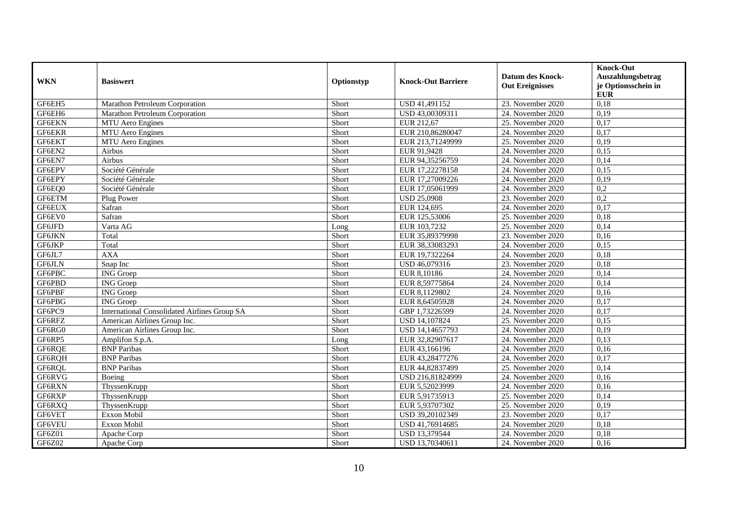| WKN | Basiswert | Optionstyp | Knock-Out Barriere | Datum des Knock-Out Ereignisses | Knock-Out Auszahlungsbetrag je Optionsschein in EUR |
|---|---|---|---|---|---|
| GF6EH5 | Marathon Petroleum Corporation | Short | USD 41,491152 | 23. November 2020 | 0,18 |
| GF6EH6 | Marathon Petroleum Corporation | Short | USD 43,00309311 | 24. November 2020 | 0,19 |
| GF6EKN | MTU Aero Engines | Short | EUR 212,67 | 25. November 2020 | 0,17 |
| GF6EKR | MTU Aero Engines | Short | EUR 210,86280047 | 24. November 2020 | 0,17 |
| GF6EKT | MTU Aero Engines | Short | EUR 213,71249999 | 25. November 2020 | 0,19 |
| GF6EN2 | Airbus | Short | EUR 91,9428 | 24. November 2020 | 0,15 |
| GF6EN7 | Airbus | Short | EUR 94,35256759 | 24. November 2020 | 0,14 |
| GF6EPV | Société Générale | Short | EUR 17,22278158 | 24. November 2020 | 0,15 |
| GF6EPY | Société Générale | Short | EUR 17,27009226 | 24. November 2020 | 0,19 |
| GF6EQ0 | Société Générale | Short | EUR 17,05061999 | 24. November 2020 | 0,2 |
| GF6ETM | Plug Power | Short | USD 25,0908 | 23. November 2020 | 0,2 |
| GF6EUX | Safran | Short | EUR 124,695 | 24. November 2020 | 0,17 |
| GF6EV0 | Safran | Short | EUR 125,53006 | 25. November 2020 | 0,18 |
| GF6JFD | Varta AG | Long | EUR 103,7232 | 25. November 2020 | 0,14 |
| GF6JKN | Total | Short | EUR 35,89379998 | 23. November 2020 | 0,16 |
| GF6JKP | Total | Short | EUR 38,33083293 | 24. November 2020 | 0,15 |
| GF6JL7 | AXA | Short | EUR 19,7322264 | 24. November 2020 | 0,18 |
| GF6JLN | Snap Inc | Short | USD 46,079316 | 23. November 2020 | 0,18 |
| GF6PBC | ING Groep | Short | EUR 8,10186 | 24. November 2020 | 0,14 |
| GF6PBD | ING Groep | Short | EUR 8,59775864 | 24. November 2020 | 0,14 |
| GF6PBF | ING Groep | Short | EUR 8,1129802 | 24. November 2020 | 0,16 |
| GF6PBG | ING Groep | Short | EUR 8,64505928 | 24. November 2020 | 0,17 |
| GF6PC9 | International Consolidated Airlines Group SA | Short | GBP 1,73226599 | 24. November 2020 | 0,17 |
| GF6RFZ | American Airlines Group Inc. | Short | USD 14,107824 | 25. November 2020 | 0,15 |
| GF6RG0 | American Airlines Group Inc. | Short | USD 14,14657793 | 24. November 2020 | 0,19 |
| GF6RP5 | Amplifon S.p.A. | Long | EUR 32,82907617 | 24. November 2020 | 0,13 |
| GF6RQE | BNP Paribas | Short | EUR 43,166196 | 24. November 2020 | 0,16 |
| GF6RQH | BNP Paribas | Short | EUR 43,28477276 | 24. November 2020 | 0,17 |
| GF6RQL | BNP Paribas | Short | EUR 44,82837499 | 25. November 2020 | 0,14 |
| GF6RVG | Boeing | Short | USD 216,81824999 | 24. November 2020 | 0,16 |
| GF6RXN | ThyssenKrupp | Short | EUR 5,52023999 | 24. November 2020 | 0,16 |
| GF6RXP | ThyssenKrupp | Short | EUR 5,91735913 | 25. November 2020 | 0,14 |
| GF6RXQ | ThyssenKrupp | Short | EUR 5,93707302 | 25. November 2020 | 0,19 |
| GF6VET | Exxon Mobil | Short | USD 39,20102349 | 23. November 2020 | 0,17 |
| GF6VEU | Exxon Mobil | Short | USD 41,76914685 | 24. November 2020 | 0,18 |
| GF6Z01 | Apache Corp | Short | USD 13,379544 | 24. November 2020 | 0,18 |
| GF6Z02 | Apache Corp | Short | USD 13,70340611 | 24. November 2020 | 0,16 |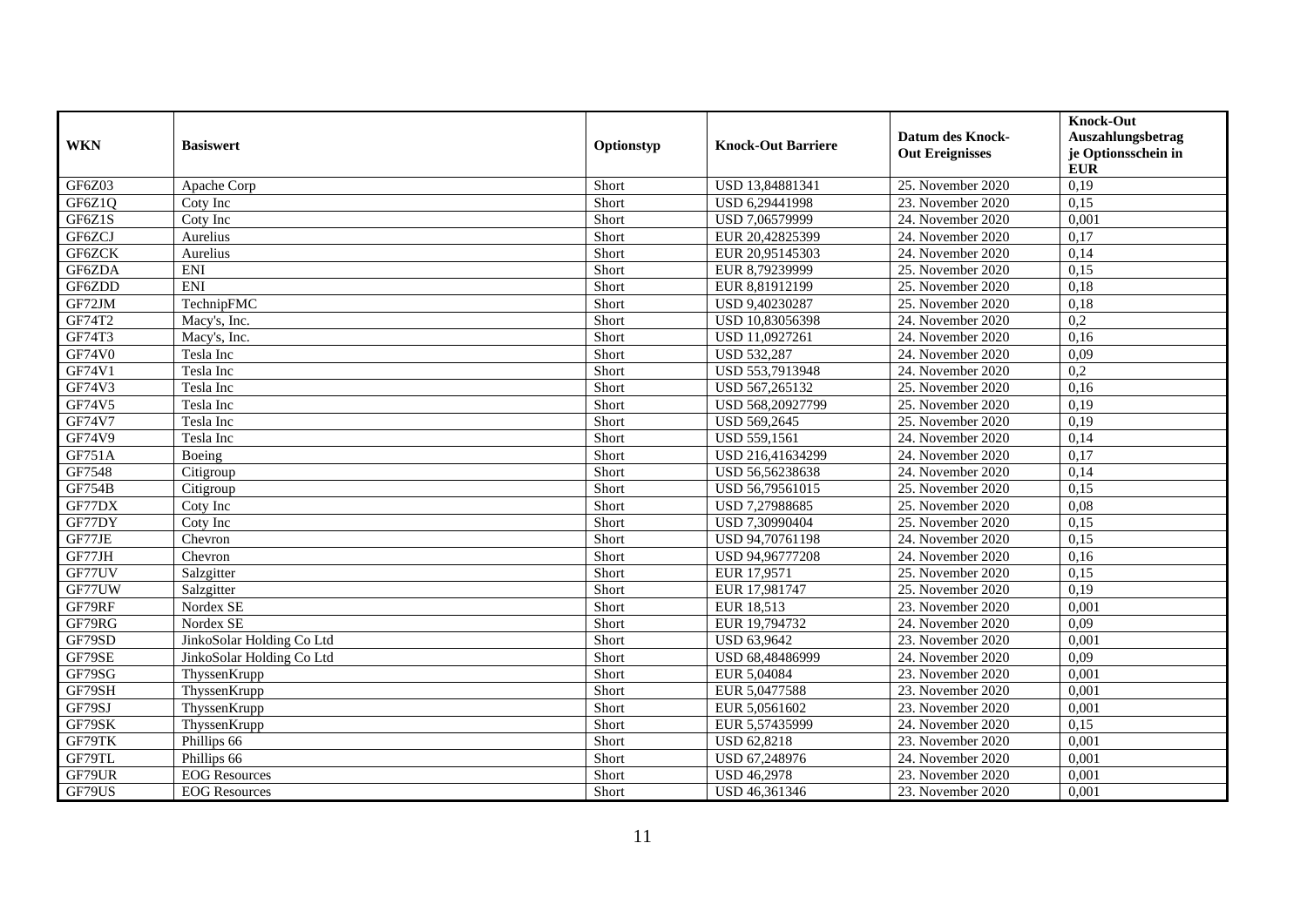| WKN | Basiswert | Optionstyp | Knock-Out Barriere | Datum des Knock-Out Ereignisses | Knock-Out Auszahlungsbetrag je Optionsschein in EUR |
|---|---|---|---|---|---|
| GF6Z03 | Apache Corp | Short | USD 13,84881341 | 25. November 2020 | 0,19 |
| GF6Z1Q | Coty Inc | Short | USD 6,29441998 | 23. November 2020 | 0,15 |
| GF6Z1S | Coty Inc | Short | USD 7,06579999 | 24. November 2020 | 0,001 |
| GF6ZCJ | Aurelius | Short | EUR 20,42825399 | 24. November 2020 | 0,17 |
| GF6ZCK | Aurelius | Short | EUR 20,95145303 | 24. November 2020 | 0,14 |
| GF6ZDA | ENI | Short | EUR 8,79239999 | 25. November 2020 | 0,15 |
| GF6ZDD | ENI | Short | EUR 8,81912199 | 25. November 2020 | 0,18 |
| GF72JM | TechnipFMC | Short | USD 9,40230287 | 25. November 2020 | 0,18 |
| GF74T2 | Macy's, Inc. | Short | USD 10,83056398 | 24. November 2020 | 0,2 |
| GF74T3 | Macy's, Inc. | Short | USD 11,0927261 | 24. November 2020 | 0,16 |
| GF74V0 | Tesla Inc | Short | USD 532,287 | 24. November 2020 | 0,09 |
| GF74V1 | Tesla Inc | Short | USD 553,7913948 | 24. November 2020 | 0,2 |
| GF74V3 | Tesla Inc | Short | USD 567,265132 | 25. November 2020 | 0,16 |
| GF74V5 | Tesla Inc | Short | USD 568,20927799 | 25. November 2020 | 0,19 |
| GF74V7 | Tesla Inc | Short | USD 569,2645 | 25. November 2020 | 0,19 |
| GF74V9 | Tesla Inc | Short | USD 559,1561 | 24. November 2020 | 0,14 |
| GF751A | Boeing | Short | USD 216,41634299 | 24. November 2020 | 0,17 |
| GF7548 | Citigroup | Short | USD 56,56238638 | 24. November 2020 | 0,14 |
| GF754B | Citigroup | Short | USD 56,79561015 | 25. November 2020 | 0,15 |
| GF77DX | Coty Inc | Short | USD 7,27988685 | 25. November 2020 | 0,08 |
| GF77DY | Coty Inc | Short | USD 7,30990404 | 25. November 2020 | 0,15 |
| GF77JE | Chevron | Short | USD 94,70761198 | 24. November 2020 | 0,15 |
| GF77JH | Chevron | Short | USD 94,96777208 | 24. November 2020 | 0,16 |
| GF77UV | Salzgitter | Short | EUR 17,9571 | 25. November 2020 | 0,15 |
| GF77UW | Salzgitter | Short | EUR 17,981747 | 25. November 2020 | 0,19 |
| GF79RF | Nordex SE | Short | EUR 18,513 | 23. November 2020 | 0,001 |
| GF79RG | Nordex SE | Short | EUR 19,794732 | 24. November 2020 | 0,09 |
| GF79SD | JinkoSolar Holding Co Ltd | Short | USD 63,9642 | 23. November 2020 | 0,001 |
| GF79SE | JinkoSolar Holding Co Ltd | Short | USD 68,48486999 | 24. November 2020 | 0,09 |
| GF79SG | ThyssenKrupp | Short | EUR 5,04084 | 23. November 2020 | 0,001 |
| GF79SH | ThyssenKrupp | Short | EUR 5,0477588 | 23. November 2020 | 0,001 |
| GF79SJ | ThyssenKrupp | Short | EUR 5,0561602 | 23. November 2020 | 0,001 |
| GF79SK | ThyssenKrupp | Short | EUR 5,57435999 | 24. November 2020 | 0,15 |
| GF79TK | Phillips 66 | Short | USD 62,8218 | 23. November 2020 | 0,001 |
| GF79TL | Phillips 66 | Short | USD 67,248976 | 24. November 2020 | 0,001 |
| GF79UR | EOG Resources | Short | USD 46,2978 | 23. November 2020 | 0,001 |
| GF79US | EOG Resources | Short | USD 46,361346 | 23. November 2020 | 0,001 |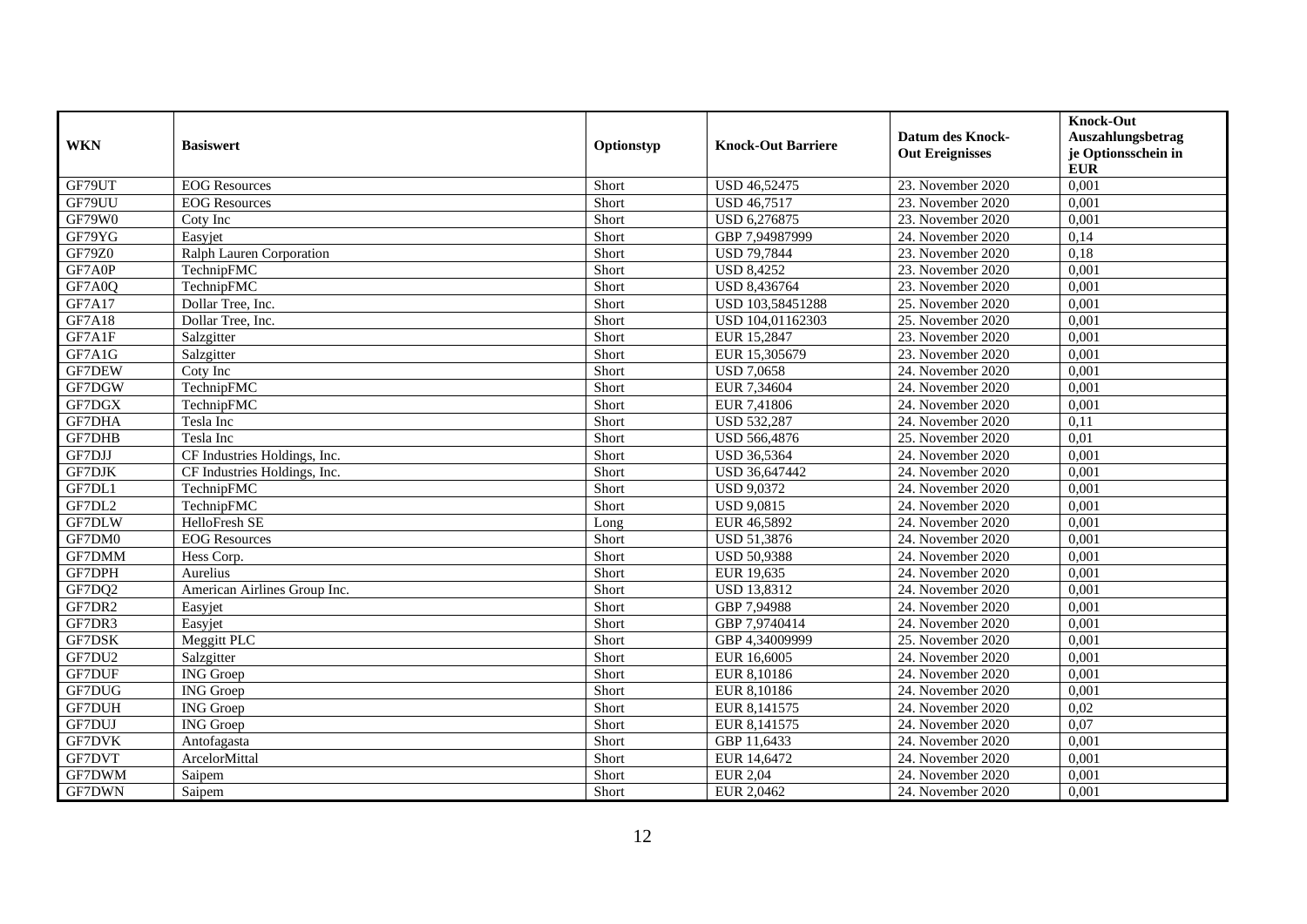| WKN | Basiswert | Optionstyp | Knock-Out Barriere | Datum des Knock-Out Ereignisses | Knock-Out Auszahlungsbetrag je Optionsschein in EUR |
|---|---|---|---|---|---|
| GF79UT | EOG Resources | Short | USD 46,52475 | 23. November 2020 | 0,001 |
| GF79UU | EOG Resources | Short | USD 46,7517 | 23. November 2020 | 0,001 |
| GF79W0 | Coty Inc | Short | USD 6,276875 | 23. November 2020 | 0,001 |
| GF79YG | Easyjet | Short | GBP 7,94987999 | 24. November 2020 | 0,14 |
| GF79Z0 | Ralph Lauren Corporation | Short | USD 79,7844 | 23. November 2020 | 0,18 |
| GF7A0P | TechnipFMC | Short | USD 8,4252 | 23. November 2020 | 0,001 |
| GF7A0Q | TechnipFMC | Short | USD 8,436764 | 23. November 2020 | 0,001 |
| GF7A17 | Dollar Tree, Inc. | Short | USD 103,58451288 | 25. November 2020 | 0,001 |
| GF7A18 | Dollar Tree, Inc. | Short | USD 104,01162303 | 25. November 2020 | 0,001 |
| GF7A1F | Salzgitter | Short | EUR 15,2847 | 23. November 2020 | 0,001 |
| GF7A1G | Salzgitter | Short | EUR 15,305679 | 23. November 2020 | 0,001 |
| GF7DEW | Coty Inc | Short | USD 7,0658 | 24. November 2020 | 0,001 |
| GF7DGW | TechnipFMC | Short | EUR 7,34604 | 24. November 2020 | 0,001 |
| GF7DGX | TechnipFMC | Short | EUR 7,41806 | 24. November 2020 | 0,001 |
| GF7DHA | Tesla Inc | Short | USD 532,287 | 24. November 2020 | 0,11 |
| GF7DHB | Tesla Inc | Short | USD 566,4876 | 25. November 2020 | 0,01 |
| GF7DJJ | CF Industries Holdings, Inc. | Short | USD 36,5364 | 24. November 2020 | 0,001 |
| GF7DJK | CF Industries Holdings, Inc. | Short | USD 36,647442 | 24. November 2020 | 0,001 |
| GF7DL1 | TechnipFMC | Short | USD 9,0372 | 24. November 2020 | 0,001 |
| GF7DL2 | TechnipFMC | Short | USD 9,0815 | 24. November 2020 | 0,001 |
| GF7DLW | HelloFresh SE | Long | EUR 46,5892 | 24. November 2020 | 0,001 |
| GF7DM0 | EOG Resources | Short | USD 51,3876 | 24. November 2020 | 0,001 |
| GF7DMM | Hess Corp. | Short | USD 50,9388 | 24. November 2020 | 0,001 |
| GF7DPH | Aurelius | Short | EUR 19,635 | 24. November 2020 | 0,001 |
| GF7DQ2 | American Airlines Group Inc. | Short | USD 13,8312 | 24. November 2020 | 0,001 |
| GF7DR2 | Easyjet | Short | GBP 7,94988 | 24. November 2020 | 0,001 |
| GF7DR3 | Easyjet | Short | GBP 7,9740414 | 24. November 2020 | 0,001 |
| GF7DSK | Meggitt PLC | Short | GBP 4,34009999 | 25. November 2020 | 0,001 |
| GF7DU2 | Salzgitter | Short | EUR 16,6005 | 24. November 2020 | 0,001 |
| GF7DUF | ING Groep | Short | EUR 8,10186 | 24. November 2020 | 0,001 |
| GF7DUG | ING Groep | Short | EUR 8,10186 | 24. November 2020 | 0,001 |
| GF7DUH | ING Groep | Short | EUR 8,141575 | 24. November 2020 | 0,02 |
| GF7DUJ | ING Groep | Short | EUR 8,141575 | 24. November 2020 | 0,07 |
| GF7DVK | Antofagasta | Short | GBP 11,6433 | 24. November 2020 | 0,001 |
| GF7DVT | ArcelorMittal | Short | EUR 14,6472 | 24. November 2020 | 0,001 |
| GF7DWM | Saipem | Short | EUR 2,04 | 24. November 2020 | 0,001 |
| GF7DWN | Saipem | Short | EUR 2,0462 | 24. November 2020 | 0,001 |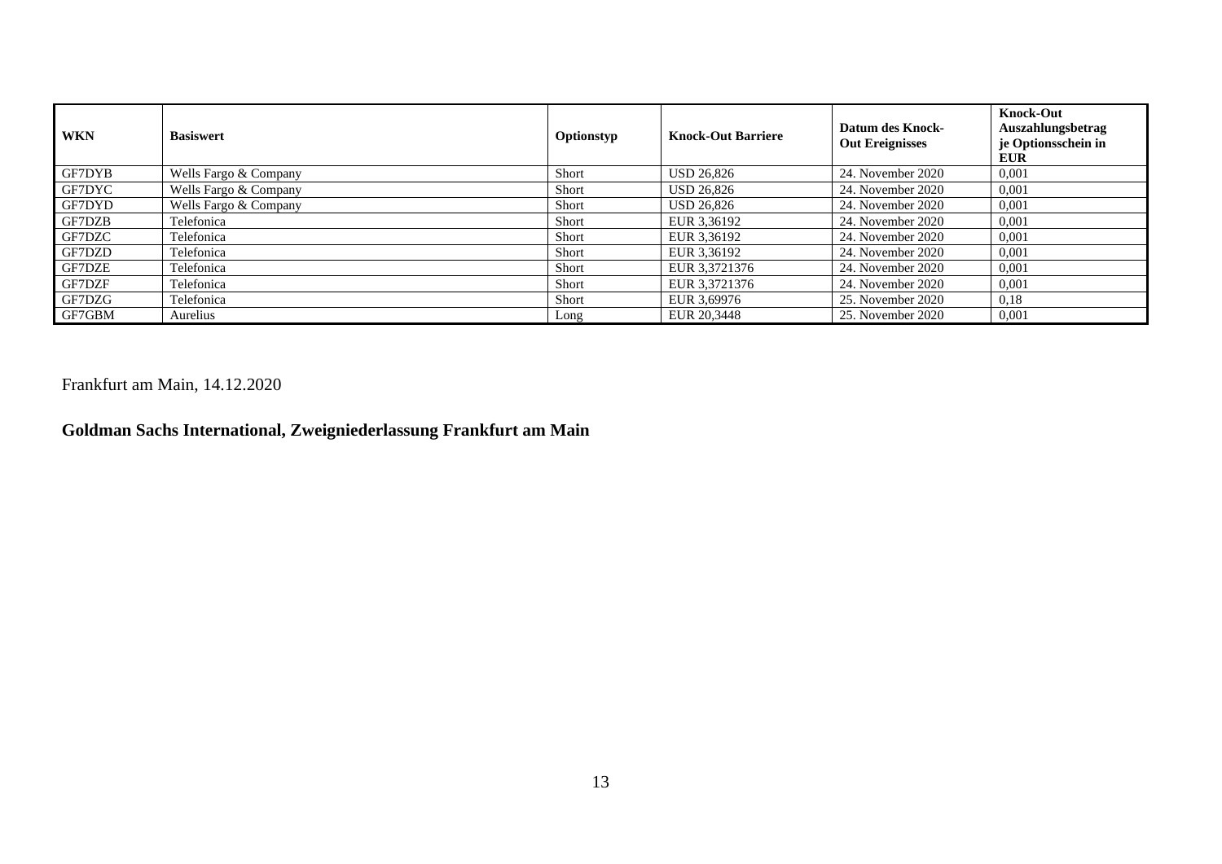| WKN | Basiswert | Optionstyp | Knock-Out Barriere | Datum des Knock-Out Ereignisses | Knock-Out Auszahlungsbetrag je Optionsschein in EUR |
|---|---|---|---|---|---|
| GF7DYB | Wells Fargo & Company | Short | USD 26,826 | 24. November 2020 | 0,001 |
| GF7DYC | Wells Fargo & Company | Short | USD 26,826 | 24. November 2020 | 0,001 |
| GF7DYD | Wells Fargo & Company | Short | USD 26,826 | 24. November 2020 | 0,001 |
| GF7DZB | Telefonica | Short | EUR 3,36192 | 24. November 2020 | 0,001 |
| GF7DZC | Telefonica | Short | EUR 3,36192 | 24. November 2020 | 0,001 |
| GF7DZD | Telefonica | Short | EUR 3,36192 | 24. November 2020 | 0,001 |
| GF7DZE | Telefonica | Short | EUR 3,3721376 | 24. November 2020 | 0,001 |
| GF7DZF | Telefonica | Short | EUR 3,3721376 | 24. November 2020 | 0,001 |
| GF7DZG | Telefonica | Short | EUR 3,69976 | 25. November 2020 | 0,18 |
| GF7GBM | Aurelius | Long | EUR 20,3448 | 25. November 2020 | 0,001 |

Frankfurt am Main, 14.12.2020

**Goldman Sachs International, Zweigniederlassung Frankfurt am Main**